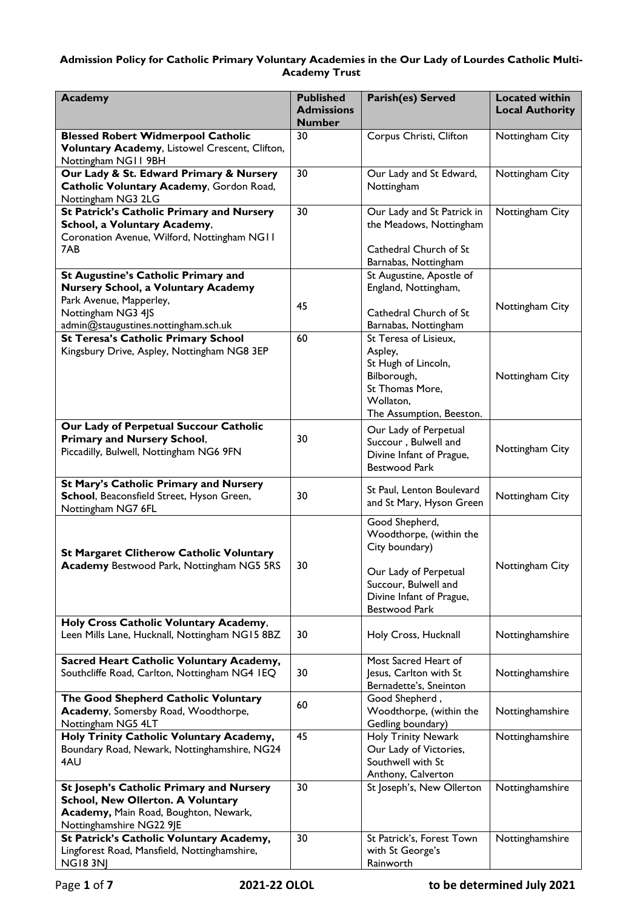**Admission Policy for Catholic Primary Voluntary Academies in the Our Lady of Lourdes Catholic Multi-Academy Trust**

| Academy | Published Admissions Number | Parish(es) Served | Located within Local Authority |
|---|---|---|---|
| **Blessed Robert Widmerpool Catholic Voluntary Academy**, Listowel Crescent, Clifton, Nottingham NG11 9BH | 30 | Corpus Christi, Clifton | Nottingham City |
| **Our Lady & St. Edward Primary & Nursery Catholic Voluntary Academy**, Gordon Road, Nottingham NG3 2LG | 30 | Our Lady and St Edward, Nottingham | Nottingham City |
| **St Patrick's Catholic Primary and Nursery School, a Voluntary Academy**, Coronation Avenue, Wilford, Nottingham NG11 7AB | 30 | Our Lady and St Patrick in the Meadows, Nottingham<br><br>Cathedral Church of St Barnabas, Nottingham | Nottingham City |
| **St Augustine's Catholic Primary and Nursery School, a Voluntary Academy** Park Avenue, Mapperley, Nottingham NG3 4JS admin@staugustines.nottingham.sch.uk | 45 | St Augustine, Apostle of England, Nottingham,<br><br>Cathedral Church of St Barnabas, Nottingham | Nottingham City |
| **St Teresa's Catholic Primary School** Kingsbury Drive, Aspley, Nottingham NG8 3EP | 60 | St Teresa of Lisieux, Aspley,<br>St Hugh of Lincoln, Bilborough,<br>St Thomas More, Wollaton,<br>The Assumption, Beeston. | Nottingham City |
| **Our Lady of Perpetual Succour Catholic Primary and Nursery School**, Piccadilly, Bulwell, Nottingham NG6 9FN | 30 | Our Lady of Perpetual Succour , Bulwell and Divine Infant of Prague, Bestwood Park | Nottingham City |
| **St Mary's Catholic Primary and Nursery School**, Beaconsfield Street, Hyson Green, Nottingham NG7 6FL | 30 | St Paul, Lenton Boulevard and St Mary, Hyson Green | Nottingham City |
| **St Margaret Clitherow Catholic Voluntary Academy** Bestwood Park, Nottingham NG5 5RS | 30 | Good Shepherd, Woodthorpe, (within the City boundary)<br><br>Our Lady of Perpetual Succour, Bulwell and Divine Infant of Prague, Bestwood Park | Nottingham City |
| **Holy Cross Catholic Voluntary Academy**, Leen Mills Lane, Hucknall, Nottingham NG15 8BZ | 30 | Holy Cross, Hucknall | Nottinghamshire |
| **Sacred Heart Catholic Voluntary Academy**, Southcliffe Road, Carlton, Nottingham NG4 1EQ | 30 | Most Sacred Heart of Jesus, Carlton with St Bernadette's, Sneinton | Nottinghamshire |
| **The Good Shepherd Catholic Voluntary Academy**, Somersby Road, Woodthorpe, Nottingham NG5 4LT | 60 | Good Shepherd , Woodthorpe, (within the Gedling boundary) | Nottinghamshire |
| **Holy Trinity Catholic Voluntary Academy**, Boundary Road, Newark, Nottinghamshire, NG24 4AU | 45 | Holy Trinity Newark<br>Our Lady of Victories, Southwell with St Anthony, Calverton | Nottinghamshire |
| **St Joseph's Catholic Primary and Nursery School, New Ollerton. A Voluntary Academy,** Main Road, Boughton, Newark, Nottinghamshire NG22 9JE | 30 | St Joseph's, New Ollerton | Nottinghamshire |
| **St Patrick's Catholic Voluntary Academy**, Lingforest Road, Mansfield, Nottinghamshire, NG18 3NJ | 30 | St Patrick's, Forest Town with St George's Rainworth | Nottinghamshire |

**2021-22 OLOL** **to be determined July 2021**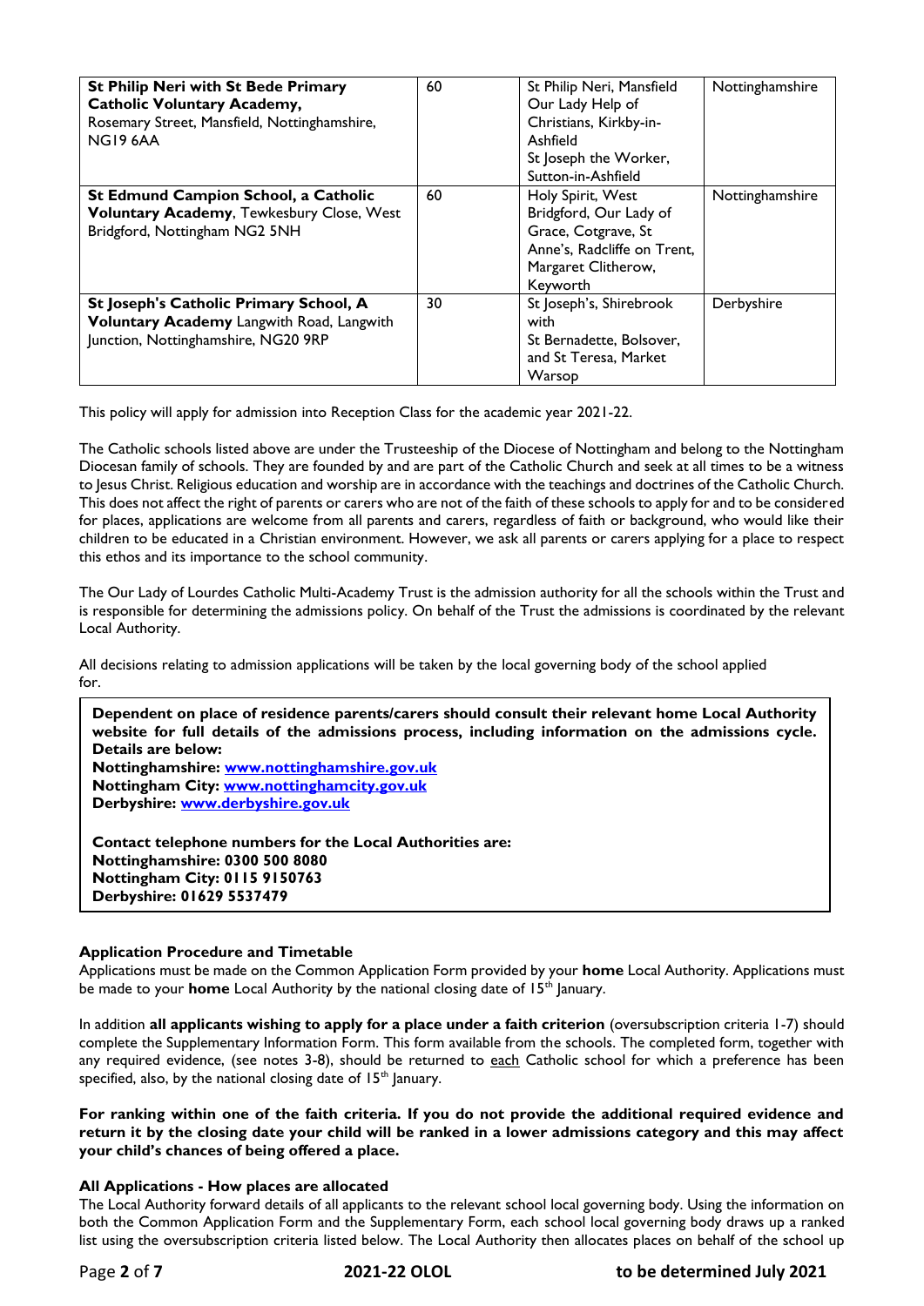| | | | |
|---|---|---|---|
| **St Philip Neri with St Bede Primary Catholic Voluntary Academy,** Rosemary Street, Mansfield, Nottinghamshire, NG19 6AA | 60 | St Philip Neri, Mansfield Our Lady Help of Christians, Kirkby-in-Ashfield St Joseph the Worker, Sutton-in-Ashfield | Nottinghamshire |
| **St Edmund Campion School, a Catholic Voluntary Academy**, Tewkesbury Close, West Bridgford, Nottingham NG2 5NH | 60 | Holy Spirit, West Bridgford, Our Lady of Grace, Cotgrave, St Anne's, Radcliffe on Trent, Margaret Clitherow, Keyworth | Nottinghamshire |
| **St Joseph's Catholic Primary School, A Voluntary Academy** Langwith Road, Langwith Junction, Nottinghamshire, NG20 9RP | 30 | St Joseph's, Shirebrook with St Bernadette, Bolsover, and St Teresa, Market Warsop | Derbyshire |

This policy will apply for admission into Reception Class for the academic year 2021-22.

The Catholic schools listed above are under the Trusteeship of the Diocese of Nottingham and belong to the Nottingham Diocesan family of schools. They are founded by and are part of the Catholic Church and seek at all times to be a witness to Jesus Christ. Religious education and worship are in accordance with the teachings and doctrines of the Catholic Church. This does not affect the right of parents or carers who are not of the faith of these schools to apply for and to be considered for places, applications are welcome from all parents and carers, regardless of faith or background, who would like their children to be educated in a Christian environment. However, we ask all parents or carers applying for a place to respect this ethos and its importance to the school community.

The Our Lady of Lourdes Catholic Multi-Academy Trust is the admission authority for all the schools within the Trust and is responsible for determining the admissions policy. On behalf of the Trust the admissions is coordinated by the relevant Local Authority.

All decisions relating to admission applications will be taken by the local governing body of the school applied for.

**Dependent on place of residence parents/carers should consult their relevant home Local Authority website for full details of the admissions process, including information on the admissions cycle. Details are below:**
**Nottinghamshire: [www.nottinghamshire.gov.uk](www.nottinghamshire.gov.uk)**
**Nottingham City: [www.nottinghamcity.gov.uk](www.nottinghamcity.gov.uk)**
**Derbyshire: [www.derbyshire.gov.uk](www.derbyshire.gov.uk)**

**Contact telephone numbers for the Local Authorities are:**
**Nottinghamshire: 0300 500 8080**
**Nottingham City: 0115 9150763**
**Derbyshire: 01629 5537479**

### Application Procedure and Timetable

Applications must be made on the Common Application Form provided by your **home** Local Authority. Applications must be made to your **home** Local Authority by the national closing date of 15th January.

In addition **all applicants wishing to apply for a place under a faith criterion** (oversubscription criteria 1-7) should complete the Supplementary Information Form. This form available from the schools. The completed form, together with any required evidence, (see notes 3-8), should be returned to each Catholic school for which a preference has been specified, also, by the national closing date of 15th January.

**For ranking within one of the faith criteria. If you do not provide the additional required evidence and return it by the closing date your child will be ranked in a lower admissions category and this may affect your child's chances of being offered a place.**

### All Applications - How places are allocated

The Local Authority forward details of all applicants to the relevant school local governing body. Using the information on both the Common Application Form and the Supplementary Form, each school local governing body draws up a ranked list using the oversubscription criteria listed below. The Local Authority then allocates places on behalf of the school up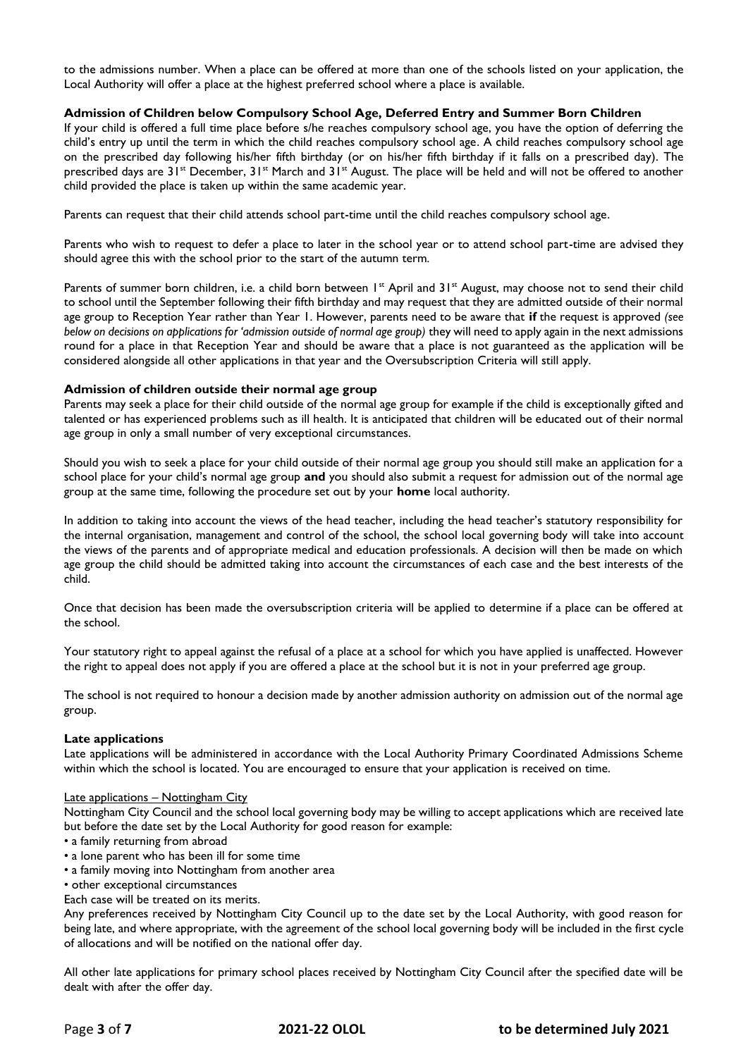to the admissions number. When a place can be offered at more than one of the schools listed on your application, the Local Authority will offer a place at the highest preferred school where a place is available.

**Admission of Children below Compulsory School Age, Deferred Entry and Summer Born Children**

If your child is offered a full time place before s/he reaches compulsory school age, you have the option of deferring the child's entry up until the term in which the child reaches compulsory school age. A child reaches compulsory school age on the prescribed day following his/her fifth birthday (or on his/her fifth birthday if it falls on a prescribed day). The prescribed days are 31st December, 31st March and 31st August. The place will be held and will not be offered to another child provided the place is taken up within the same academic year.

Parents can request that their child attends school part-time until the child reaches compulsory school age.

Parents who wish to request to defer a place to later in the school year or to attend school part-time are advised they should agree this with the school prior to the start of the autumn term.

Parents of summer born children, i.e. a child born between 1st April and 31st August, may choose not to send their child to school until the September following their fifth birthday and may request that they are admitted outside of their normal age group to Reception Year rather than Year 1. However, parents need to be aware that **if** the request is approved *(see below on decisions on applications for 'admission outside of normal age group)* they will need to apply again in the next admissions round for a place in that Reception Year and should be aware that a place is not guaranteed as the application will be considered alongside all other applications in that year and the Oversubscription Criteria will still apply.

**Admission of children outside their normal age group**

Parents may seek a place for their child outside of the normal age group for example if the child is exceptionally gifted and talented or has experienced problems such as ill health. It is anticipated that children will be educated out of their normal age group in only a small number of very exceptional circumstances.

Should you wish to seek a place for your child outside of their normal age group you should still make an application for a school place for your child's normal age group **and** you should also submit a request for admission out of the normal age group at the same time, following the procedure set out by your **home** local authority.

In addition to taking into account the views of the head teacher, including the head teacher's statutory responsibility for the internal organisation, management and control of the school, the school local governing body will take into account the views of the parents and of appropriate medical and education professionals. A decision will then be made on which age group the child should be admitted taking into account the circumstances of each case and the best interests of the child.

Once that decision has been made the oversubscription criteria will be applied to determine if a place can be offered at the school.

Your statutory right to appeal against the refusal of a place at a school for which you have applied is unaffected. However the right to appeal does not apply if you are offered a place at the school but it is not in your preferred age group.

The school is not required to honour a decision made by another admission authority on admission out of the normal age group.

**Late applications**

Late applications will be administered in accordance with the Local Authority Primary Coordinated Admissions Scheme within which the school is located. You are encouraged to ensure that your application is received on time.

Late applications – Nottingham City

Nottingham City Council and the school local governing body may be willing to accept applications which are received late but before the date set by the Local Authority for good reason for example:

- a family returning from abroad
- a lone parent who has been ill for some time
- a family moving into Nottingham from another area
- other exceptional circumstances

Each case will be treated on its merits.

Any preferences received by Nottingham City Council up to the date set by the Local Authority, with good reason for being late, and where appropriate, with the agreement of the school local governing body will be included in the first cycle of allocations and will be notified on the national offer day.

All other late applications for primary school places received by Nottingham City Council after the specified date will be dealt with after the offer day.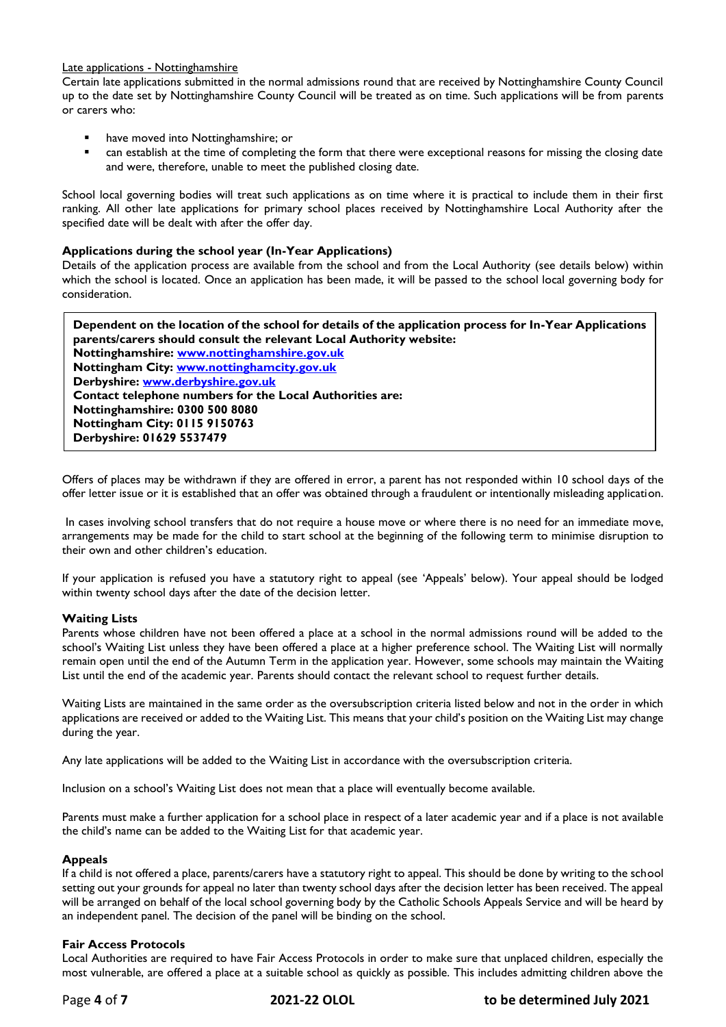Late applications - Nottinghamshire

Certain late applications submitted in the normal admissions round that are received by Nottinghamshire County Council up to the date set by Nottinghamshire County Council will be treated as on time. Such applications will be from parents or carers who:

- have moved into Nottinghamshire; or
- can establish at the time of completing the form that there were exceptional reasons for missing the closing date and were, therefore, unable to meet the published closing date.

School local governing bodies will treat such applications as on time where it is practical to include them in their first ranking. All other late applications for primary school places received by Nottinghamshire Local Authority after the specified date will be dealt with after the offer day.

**Applications during the school year (In-Year Applications)**

Details of the application process are available from the school and from the Local Authority (see details below) within which the school is located. Once an application has been made, it will be passed to the school local governing body for consideration.

**Dependent on the location of the school for details of the application process for In-Year Applications parents/carers should consult the relevant Local Authority website:**
**Nottinghamshire: [www.nottinghamshire.gov.uk](www.nottinghamshire.gov.uk)**
**Nottingham City: [www.nottinghamcity.gov.uk](www.nottinghamcity.gov.uk)**
**Derbyshire: [www.derbyshire.gov.uk](www.derbyshire.gov.uk)**
**Contact telephone numbers for the Local Authorities are:**
**Nottinghamshire: 0300 500 8080**
**Nottingham City: 0115 9150763**
**Derbyshire: 01629 5537479**

Offers of places may be withdrawn if they are offered in error, a parent has not responded within 10 school days of the offer letter issue or it is established that an offer was obtained through a fraudulent or intentionally misleading application.

In cases involving school transfers that do not require a house move or where there is no need for an immediate move, arrangements may be made for the child to start school at the beginning of the following term to minimise disruption to their own and other children's education.

If your application is refused you have a statutory right to appeal (see 'Appeals' below). Your appeal should be lodged within twenty school days after the date of the decision letter.

**Waiting Lists**

Parents whose children have not been offered a place at a school in the normal admissions round will be added to the school's Waiting List unless they have been offered a place at a higher preference school. The Waiting List will normally remain open until the end of the Autumn Term in the application year. However, some schools may maintain the Waiting List until the end of the academic year. Parents should contact the relevant school to request further details.

Waiting Lists are maintained in the same order as the oversubscription criteria listed below and not in the order in which applications are received or added to the Waiting List. This means that your child's position on the Waiting List may change during the year.

Any late applications will be added to the Waiting List in accordance with the oversubscription criteria.

Inclusion on a school's Waiting List does not mean that a place will eventually become available.

Parents must make a further application for a school place in respect of a later academic year and if a place is not available the child's name can be added to the Waiting List for that academic year.

**Appeals**

If a child is not offered a place, parents/carers have a statutory right to appeal. This should be done by writing to the school setting out your grounds for appeal no later than twenty school days after the decision letter has been received. The appeal will be arranged on behalf of the local school governing body by the Catholic Schools Appeals Service and will be heard by an independent panel. The decision of the panel will be binding on the school.

**Fair Access Protocols**

Local Authorities are required to have Fair Access Protocols in order to make sure that unplaced children, especially the most vulnerable, are offered a place at a suitable school as quickly as possible. This includes admitting children above the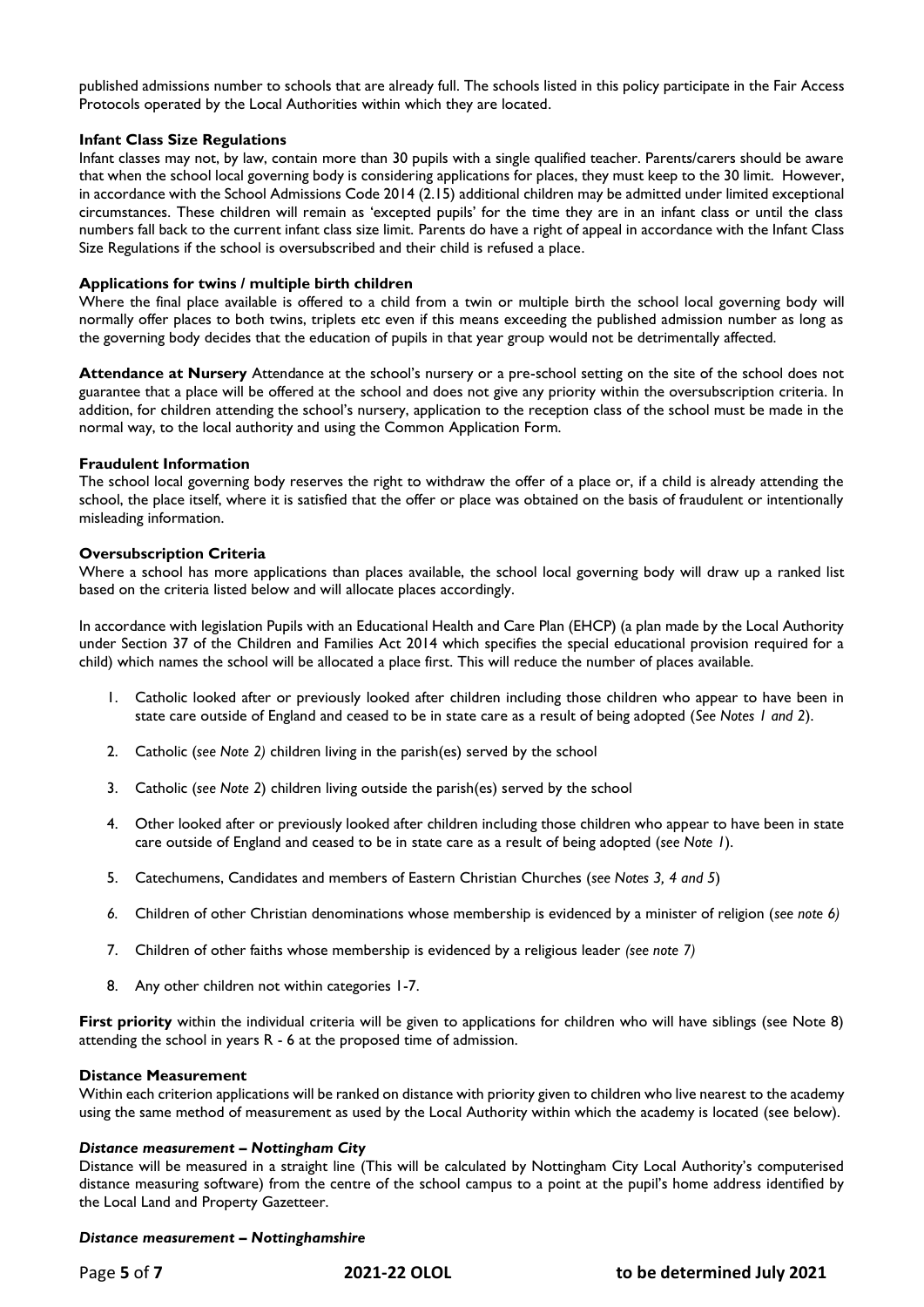published admissions number to schools that are already full. The schools listed in this policy participate in the Fair Access Protocols operated by the Local Authorities within which they are located.

**Infant Class Size Regulations**

Infant classes may not, by law, contain more than 30 pupils with a single qualified teacher. Parents/carers should be aware that when the school local governing body is considering applications for places, they must keep to the 30 limit. However, in accordance with the School Admissions Code 2014 (2.15) additional children may be admitted under limited exceptional circumstances. These children will remain as 'excepted pupils' for the time they are in an infant class or until the class numbers fall back to the current infant class size limit. Parents do have a right of appeal in accordance with the Infant Class Size Regulations if the school is oversubscribed and their child is refused a place.

**Applications for twins / multiple birth children**

Where the final place available is offered to a child from a twin or multiple birth the school local governing body will normally offer places to both twins, triplets etc even if this means exceeding the published admission number as long as the governing body decides that the education of pupils in that year group would not be detrimentally affected.

**Attendance at Nursery** Attendance at the school's nursery or a pre-school setting on the site of the school does not guarantee that a place will be offered at the school and does not give any priority within the oversubscription criteria. In addition, for children attending the school's nursery, application to the reception class of the school must be made in the normal way, to the local authority and using the Common Application Form.

**Fraudulent Information**

The school local governing body reserves the right to withdraw the offer of a place or, if a child is already attending the school, the place itself, where it is satisfied that the offer or place was obtained on the basis of fraudulent or intentionally misleading information.

**Oversubscription Criteria**

Where a school has more applications than places available, the school local governing body will draw up a ranked list based on the criteria listed below and will allocate places accordingly.

In accordance with legislation Pupils with an Educational Health and Care Plan (EHCP) (a plan made by the Local Authority under Section 37 of the Children and Families Act 2014 which specifies the special educational provision required for a child) which names the school will be allocated a place first. This will reduce the number of places available.

1. Catholic looked after or previously looked after children including those children who appear to have been in state care outside of England and ceased to be in state care as a result of being adopted (*See Notes 1 and 2*).
2. Catholic (*see Note 2)* children living in the parish(es) served by the school
3. Catholic (*see Note 2*) children living outside the parish(es) served by the school
4. Other looked after or previously looked after children including those children who appear to have been in state care outside of England and ceased to be in state care as a result of being adopted (*see Note 1*).
5. Catechumens, Candidates and members of Eastern Christian Churches (*see Notes 3, 4 and 5*)
6. Children of other Christian denominations whose membership is evidenced by a minister of religion (*see note 6)*
7. Children of other faiths whose membership is evidenced by a religious leader *(see note 7)*
8. Any other children not within categories 1-7.

**First priority** within the individual criteria will be given to applications for children who will have siblings (see Note 8) attending the school in years R - 6 at the proposed time of admission.

**Distance Measurement**

Within each criterion applications will be ranked on distance with priority given to children who live nearest to the academy using the same method of measurement as used by the Local Authority within which the academy is located (see below).

***Distance measurement – Nottingham City***

Distance will be measured in a straight line (This will be calculated by Nottingham City Local Authority's computerised distance measuring software) from the centre of the school campus to a point at the pupil's home address identified by the Local Land and Property Gazetteer.

***Distance measurement – Nottinghamshire***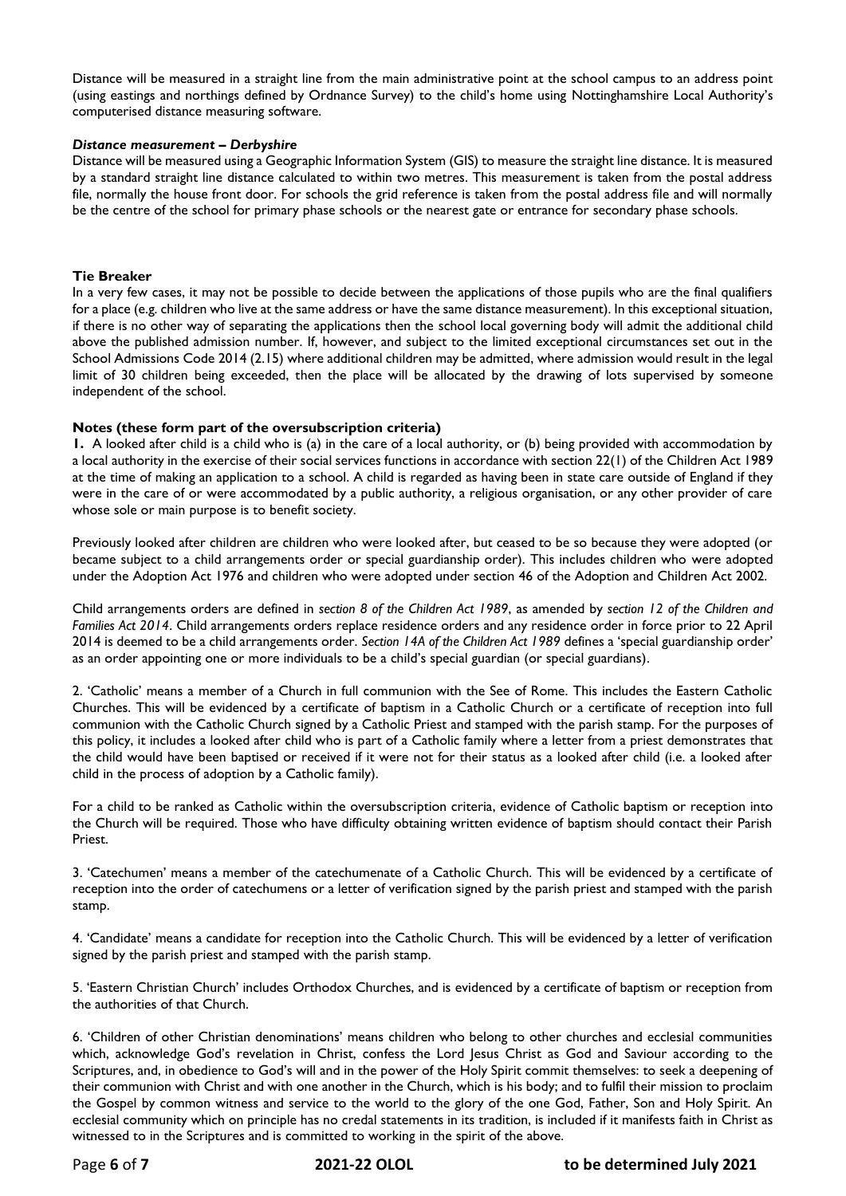Distance will be measured in a straight line from the main administrative point at the school campus to an address point (using eastings and northings defined by Ordnance Survey) to the child's home using Nottinghamshire Local Authority's computerised distance measuring software.

***Distance measurement – Derbyshire***

Distance will be measured using a Geographic Information System (GIS) to measure the straight line distance. It is measured by a standard straight line distance calculated to within two metres. This measurement is taken from the postal address file, normally the house front door. For schools the grid reference is taken from the postal address file and will normally be the centre of the school for primary phase schools or the nearest gate or entrance for secondary phase schools.

**Tie Breaker**

In a very few cases, it may not be possible to decide between the applications of those pupils who are the final qualifiers for a place (e.g. children who live at the same address or have the same distance measurement). In this exceptional situation, if there is no other way of separating the applications then the school local governing body will admit the additional child above the published admission number. If, however, and subject to the limited exceptional circumstances set out in the School Admissions Code 2014 (2.15) where additional children may be admitted, where admission would result in the legal limit of 30 children being exceeded, then the place will be allocated by the drawing of lots supervised by someone independent of the school.

**Notes (these form part of the oversubscription criteria)**

**1.** A looked after child is a child who is (a) in the care of a local authority, or (b) being provided with accommodation by a local authority in the exercise of their social services functions in accordance with section 22(1) of the Children Act 1989 at the time of making an application to a school. A child is regarded as having been in state care outside of England if they were in the care of or were accommodated by a public authority, a religious organisation, or any other provider of care whose sole or main purpose is to benefit society.

Previously looked after children are children who were looked after, but ceased to be so because they were adopted (or became subject to a child arrangements order or special guardianship order). This includes children who were adopted under the Adoption Act 1976 and children who were adopted under section 46 of the Adoption and Children Act 2002.

Child arrangements orders are defined in *section 8 of the Children Act 1989*, as amended by *section 12 of the Children and Families Act 2014*. Child arrangements orders replace residence orders and any residence order in force prior to 22 April 2014 is deemed to be a child arrangements order. *Section 14A of the Children Act 1989* defines a 'special guardianship order' as an order appointing one or more individuals to be a child's special guardian (or special guardians).

2. 'Catholic' means a member of a Church in full communion with the See of Rome. This includes the Eastern Catholic Churches. This will be evidenced by a certificate of baptism in a Catholic Church or a certificate of reception into full communion with the Catholic Church signed by a Catholic Priest and stamped with the parish stamp. For the purposes of this policy, it includes a looked after child who is part of a Catholic family where a letter from a priest demonstrates that the child would have been baptised or received if it were not for their status as a looked after child (i.e. a looked after child in the process of adoption by a Catholic family).

For a child to be ranked as Catholic within the oversubscription criteria, evidence of Catholic baptism or reception into the Church will be required. Those who have difficulty obtaining written evidence of baptism should contact their Parish Priest.

3. 'Catechumen' means a member of the catechumenate of a Catholic Church. This will be evidenced by a certificate of reception into the order of catechumens or a letter of verification signed by the parish priest and stamped with the parish stamp.

4. 'Candidate' means a candidate for reception into the Catholic Church. This will be evidenced by a letter of verification signed by the parish priest and stamped with the parish stamp.

5. 'Eastern Christian Church' includes Orthodox Churches, and is evidenced by a certificate of baptism or reception from the authorities of that Church.

6. 'Children of other Christian denominations' means children who belong to other churches and ecclesial communities which, acknowledge God's revelation in Christ, confess the Lord Jesus Christ as God and Saviour according to the Scriptures, and, in obedience to God's will and in the power of the Holy Spirit commit themselves: to seek a deepening of their communion with Christ and with one another in the Church, which is his body; and to fulfil their mission to proclaim the Gospel by common witness and service to the world to the glory of the one God, Father, Son and Holy Spirit. An ecclesial community which on principle has no credal statements in its tradition, is included if it manifests faith in Christ as witnessed to in the Scriptures and is committed to working in the spirit of the above.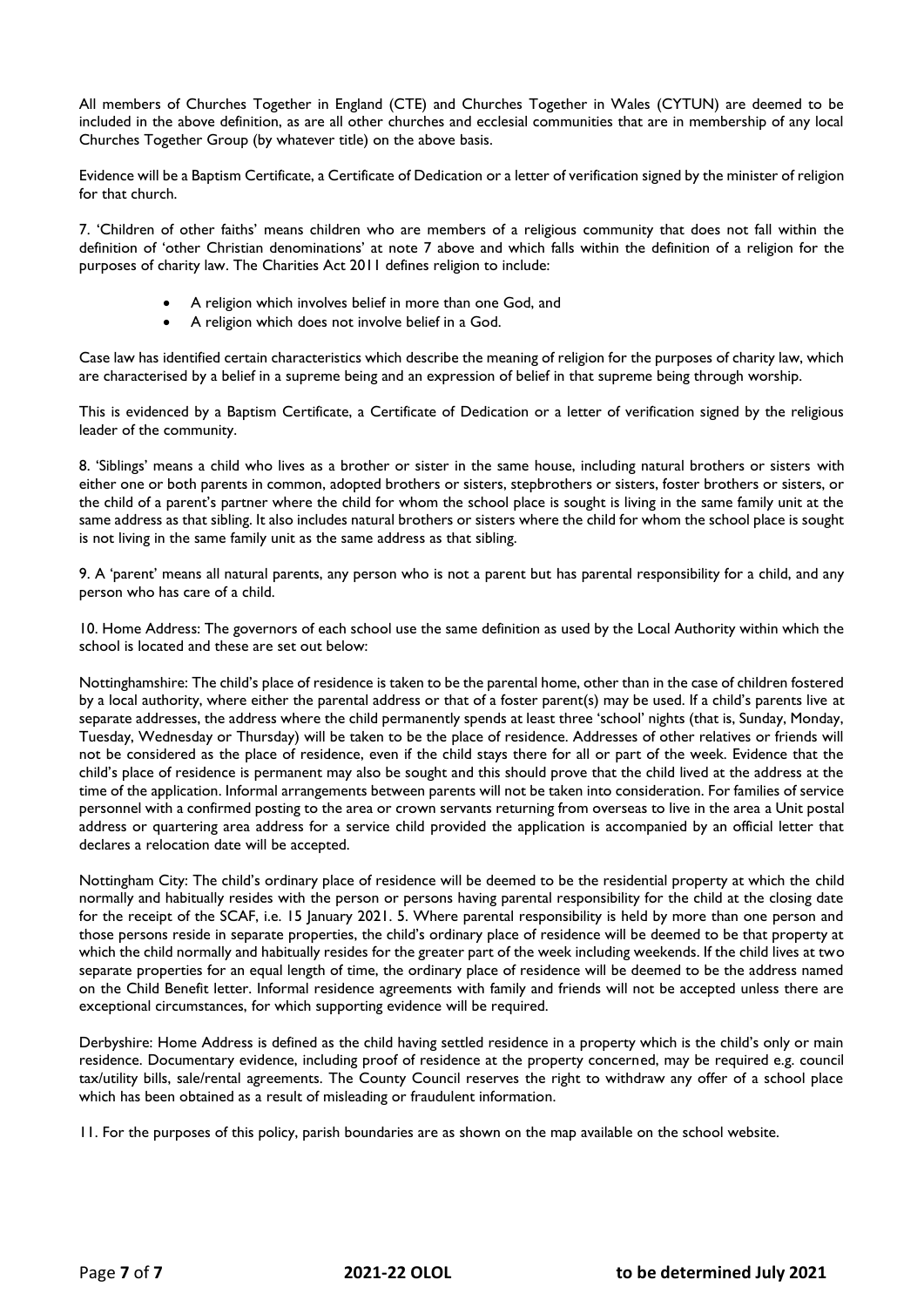All members of Churches Together in England (CTE) and Churches Together in Wales (CYTUN) are deemed to be included in the above definition, as are all other churches and ecclesial communities that are in membership of any local Churches Together Group (by whatever title) on the above basis.

Evidence will be a Baptism Certificate, a Certificate of Dedication or a letter of verification signed by the minister of religion for that church.

7. 'Children of other faiths' means children who are members of a religious community that does not fall within the definition of 'other Christian denominations' at note 7 above and which falls within the definition of a religion for the purposes of charity law. The Charities Act 2011 defines religion to include:

- A religion which involves belief in more than one God, and
- A religion which does not involve belief in a God.

Case law has identified certain characteristics which describe the meaning of religion for the purposes of charity law, which are characterised by a belief in a supreme being and an expression of belief in that supreme being through worship.

This is evidenced by a Baptism Certificate, a Certificate of Dedication or a letter of verification signed by the religious leader of the community.

8. 'Siblings' means a child who lives as a brother or sister in the same house, including natural brothers or sisters with either one or both parents in common, adopted brothers or sisters, stepbrothers or sisters, foster brothers or sisters, or the child of a parent's partner where the child for whom the school place is sought is living in the same family unit at the same address as that sibling. It also includes natural brothers or sisters where the child for whom the school place is sought is not living in the same family unit as the same address as that sibling.

9. A 'parent' means all natural parents, any person who is not a parent but has parental responsibility for a child, and any person who has care of a child.

10. Home Address: The governors of each school use the same definition as used by the Local Authority within which the school is located and these are set out below:

Nottinghamshire: The child's place of residence is taken to be the parental home, other than in the case of children fostered by a local authority, where either the parental address or that of a foster parent(s) may be used. If a child's parents live at separate addresses, the address where the child permanently spends at least three 'school' nights (that is, Sunday, Monday, Tuesday, Wednesday or Thursday) will be taken to be the place of residence. Addresses of other relatives or friends will not be considered as the place of residence, even if the child stays there for all or part of the week. Evidence that the child's place of residence is permanent may also be sought and this should prove that the child lived at the address at the time of the application. Informal arrangements between parents will not be taken into consideration. For families of service personnel with a confirmed posting to the area or crown servants returning from overseas to live in the area a Unit postal address or quartering area address for a service child provided the application is accompanied by an official letter that declares a relocation date will be accepted.

Nottingham City: The child's ordinary place of residence will be deemed to be the residential property at which the child normally and habitually resides with the person or persons having parental responsibility for the child at the closing date for the receipt of the SCAF, i.e. 15 January 2021. 5. Where parental responsibility is held by more than one person and those persons reside in separate properties, the child's ordinary place of residence will be deemed to be that property at which the child normally and habitually resides for the greater part of the week including weekends. If the child lives at two separate properties for an equal length of time, the ordinary place of residence will be deemed to be the address named on the Child Benefit letter. Informal residence agreements with family and friends will not be accepted unless there are exceptional circumstances, for which supporting evidence will be required.

Derbyshire: Home Address is defined as the child having settled residence in a property which is the child's only or main residence. Documentary evidence, including proof of residence at the property concerned, may be required e.g. council tax/utility bills, sale/rental agreements. The County Council reserves the right to withdraw any offer of a school place which has been obtained as a result of misleading or fraudulent information.

11. For the purposes of this policy, parish boundaries are as shown on the map available on the school website.